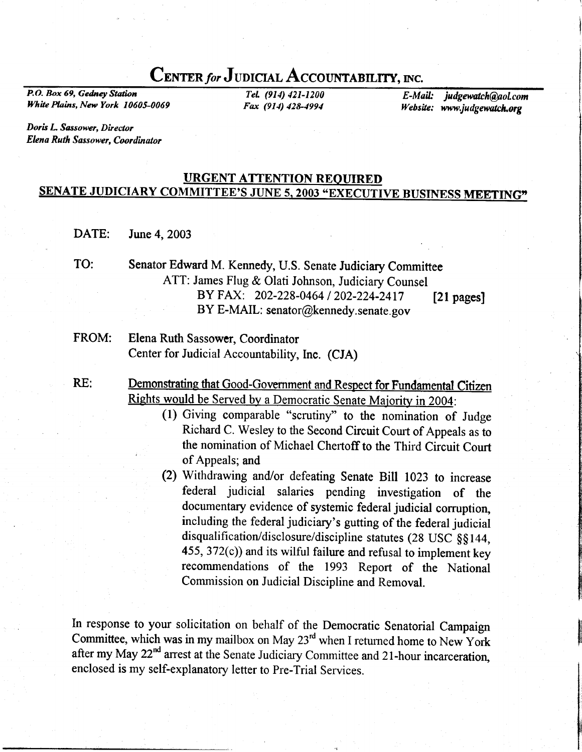# CENTER *for* JUDICIAL ACCOUNTABILITY, INC.

*P.O. Box 69, Gedney Station*
*White Plains, New York 10605-0069*

*Tel. (914) 421-1200*
*Fax (914) 428-4994*

*E-Mail: judgewatch@aol.com*
*Website: www.judgewatch.org*

*Doris L. Sassower, Director*
*Elena Ruth Sassower, Coordinator*

**URGENT ATTENTION REQUIRED**
**SENATE JUDICIARY COMMITTEE'S JUNE 5, 2003 "EXECUTIVE BUSINESS MEETING"**

DATE: June 4, 2003

TO: Senator Edward M. Kennedy, U.S. Senate Judiciary Committee
ATT: James Flug & Olati Johnson, Judiciary Counsel
BY FAX: 202-228-0464 / 202-224-2417 [21 pages]
BY E-MAIL: senator@kennedy.senate.gov

FROM: Elena Ruth Sassower, Coordinator
Center for Judicial Accountability, Inc. (CJA)

RE: Demonstrating that Good-Government and Respect for Fundamental Citizen Rights would be Served by a Democratic Senate Majority in 2004:

(1) Giving comparable "scrutiny" to the nomination of Judge Richard C. Wesley to the Second Circuit Court of Appeals as to the nomination of Michael Chertoff to the Third Circuit Court of Appeals; and

(2) Withdrawing and/or defeating Senate Bill 1023 to increase federal judicial salaries pending investigation of the documentary evidence of systemic federal judicial corruption, including the federal judiciary's gutting of the federal judicial disqualification/disclosure/discipline statutes (28 USC §§144, 455, 372(c)) and its wilful failure and refusal to implement key recommendations of the 1993 Report of the National Commission on Judicial Discipline and Removal.

In response to your solicitation on behalf of the Democratic Senatorial Campaign Committee, which was in my mailbox on May 23rd when I returned home to New York after my May 22nd arrest at the Senate Judiciary Committee and 21-hour incarceration, enclosed is my self-explanatory letter to Pre-Trial Services.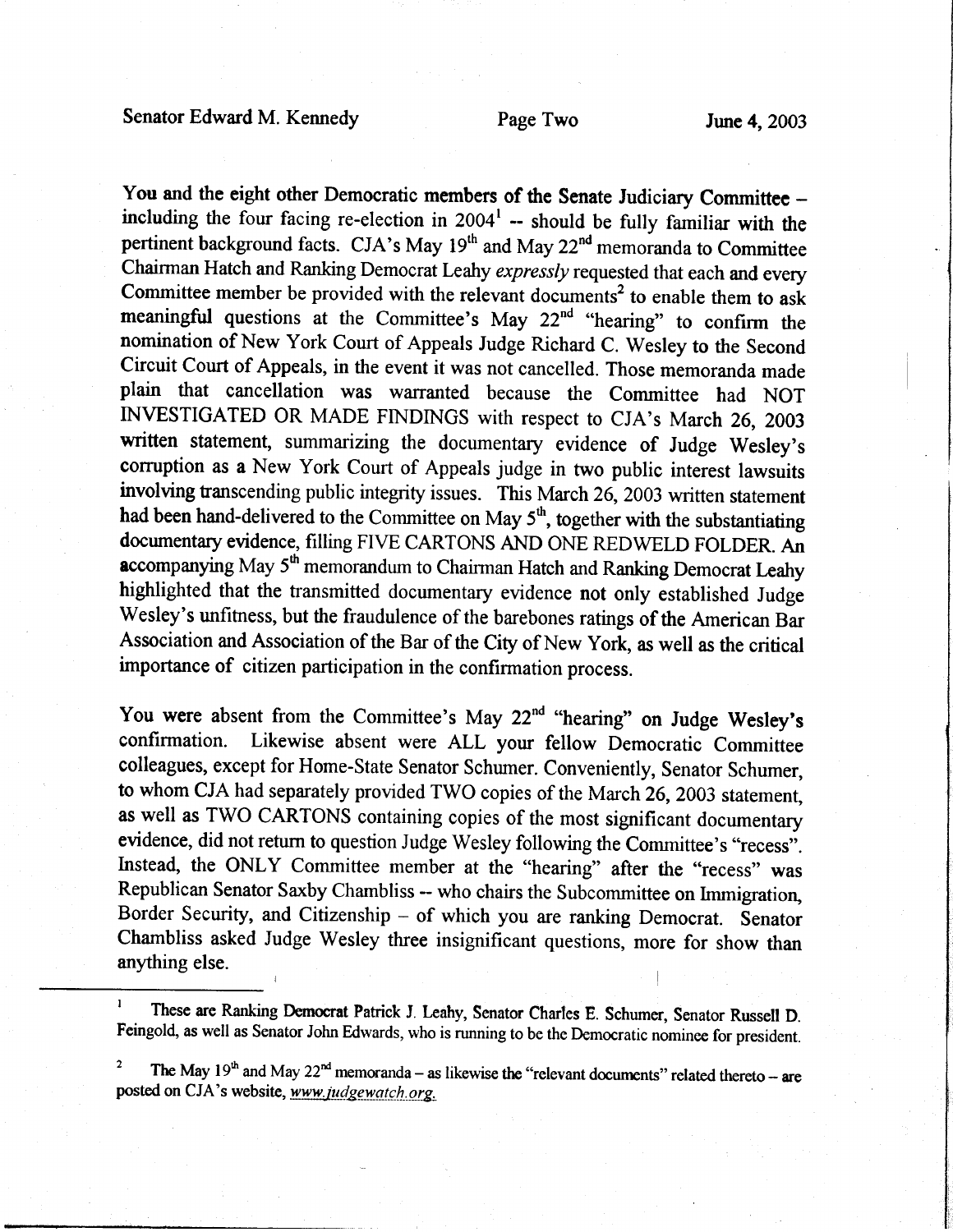You and the eight other Democratic members of the Senate Judiciary Committee – including the four facing re-election in 2004[1] -- should be fully familiar with the pertinent background facts. CJA's May 19th and May 22nd memoranda to Committee Chairman Hatch and Ranking Democrat Leahy *expressly* requested that each and every Committee member be provided with the relevant documents[2] to enable them to ask meaningful questions at the Committee's May 22nd "hearing" to confirm the nomination of New York Court of Appeals Judge Richard C. Wesley to the Second Circuit Court of Appeals, in the event it was not cancelled. Those memoranda made plain that cancellation was warranted because the Committee had NOT INVESTIGATED OR MADE FINDINGS with respect to CJA's March 26, 2003 written statement, summarizing the documentary evidence of Judge Wesley's corruption as a New York Court of Appeals judge in two public interest lawsuits involving transcending public integrity issues. This March 26, 2003 written statement had been hand-delivered to the Committee on May 5th, together with the substantiating documentary evidence, filling FIVE CARTONS AND ONE REDWELD FOLDER. An accompanying May 5th memorandum to Chairman Hatch and Ranking Democrat Leahy highlighted that the transmitted documentary evidence not only established Judge Wesley's unfitness, but the fraudulence of the barebones ratings of the American Bar Association and Association of the Bar of the City of New York, as well as the critical importance of citizen participation in the confirmation process.

You were absent from the Committee's May 22nd "hearing" on Judge Wesley's confirmation. Likewise absent were ALL your fellow Democratic Committee colleagues, except for Home-State Senator Schumer. Conveniently, Senator Schumer, to whom CJA had separately provided TWO copies of the March 26, 2003 statement, as well as TWO CARTONS containing copies of the most significant documentary evidence, did not return to question Judge Wesley following the Committee's "recess". Instead, the ONLY Committee member at the "hearing" after the "recess" was Republican Senator Saxby Chambliss -- who chairs the Subcommittee on Immigration, Border Security, and Citizenship – of which you are ranking Democrat. Senator Chambliss asked Judge Wesley three insignificant questions, more for show than anything else.

---

[1] These are Ranking Democrat Patrick J. Leahy, Senator Charles E. Schumer, Senator Russell D. Feingold, as well as Senator John Edwards, who is running to be the Democratic nominee for president.

[2] The May 19th and May 22nd memoranda – as likewise the "relevant documents" related thereto – are posted on CJA's website, *www.judgewatch.org.*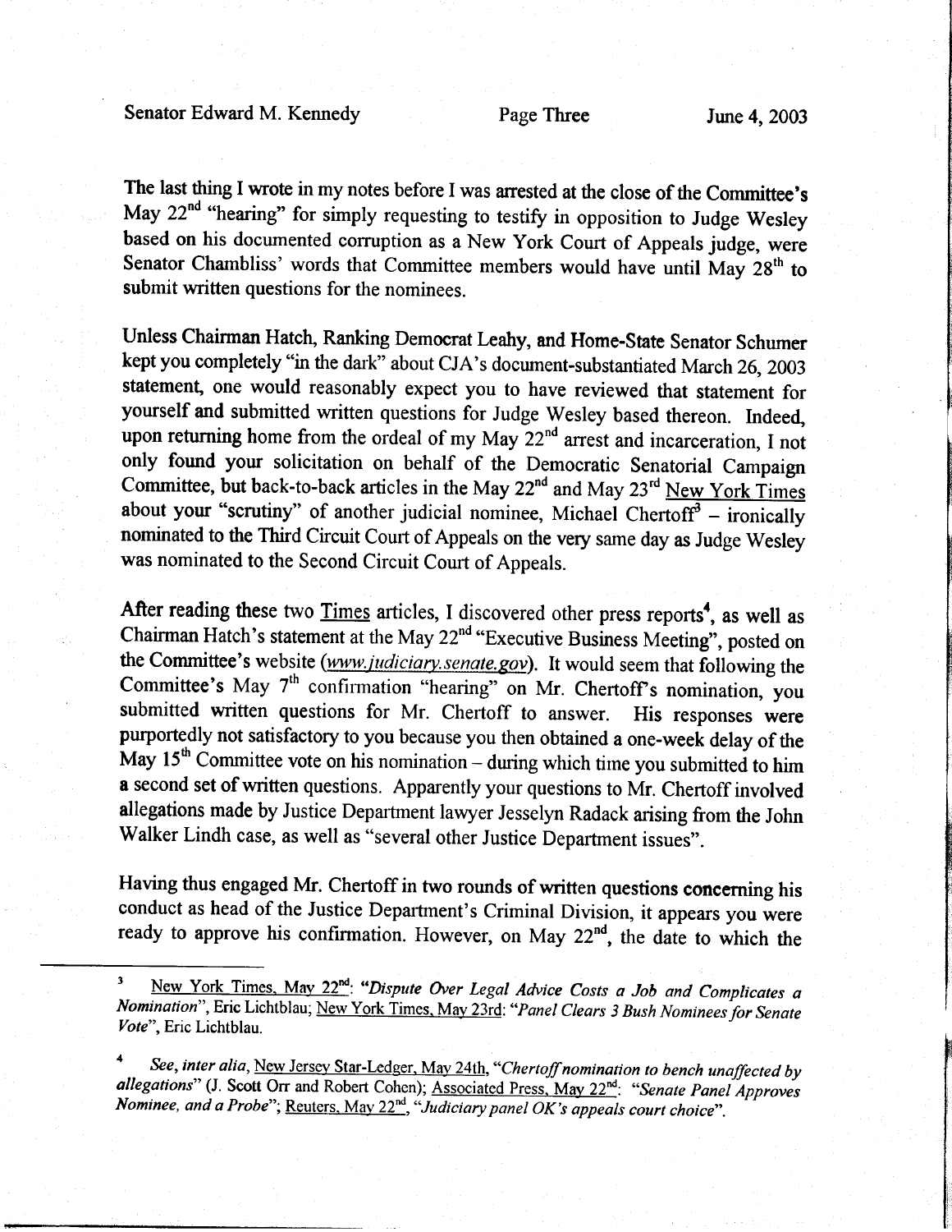The last thing I wrote in my notes before I was arrested at the close of the Committee's May 22nd "hearing" for simply requesting to testify in opposition to Judge Wesley based on his documented corruption as a New York Court of Appeals judge, were Senator Chambliss' words that Committee members would have until May 28th to submit written questions for the nominees.

Unless Chairman Hatch, Ranking Democrat Leahy, and Home-State Senator Schumer kept you completely "in the dark" about CJA's document-substantiated March 26, 2003 statement, one would reasonably expect you to have reviewed that statement for yourself and submitted written questions for Judge Wesley based thereon. Indeed, upon returning home from the ordeal of my May 22nd arrest and incarceration, I not only found your solicitation on behalf of the Democratic Senatorial Campaign Committee, but back-to-back articles in the May 22nd and May 23rd New York Times about your "scrutiny" of another judicial nominee, Michael Chertoff[3] – ironically nominated to the Third Circuit Court of Appeals on the very same day as Judge Wesley was nominated to the Second Circuit Court of Appeals.

After reading these two Times articles, I discovered other press reports[4], as well as Chairman Hatch's statement at the May 22nd "Executive Business Meeting", posted on the Committee's website (www.judiciary.senate.gov). It would seem that following the Committee's May 7th confirmation "hearing" on Mr. Chertoff's nomination, you submitted written questions for Mr. Chertoff to answer. His responses were purportedly not satisfactory to you because you then obtained a one-week delay of the May 15th Committee vote on his nomination – during which time you submitted to him a second set of written questions. Apparently your questions to Mr. Chertoff involved allegations made by Justice Department lawyer Jesselyn Radack arising from the John Walker Lindh case, as well as "several other Justice Department issues".

Having thus engaged Mr. Chertoff in two rounds of written questions concerning his conduct as head of the Justice Department's Criminal Division, it appears you were ready to approve his confirmation. However, on May 22nd, the date to which the

---

[3] New York Times, May 22nd: *"Dispute Over Legal Advice Costs a Job and Complicates a Nomination"*, Eric Lichtblau; New York Times, May 23rd: *"Panel Clears 3 Bush Nominees for Senate Vote"*, Eric Lichtblau.

[4] *See, inter alia*, New Jersey Star-Ledger, May 24th, *"Chertoff nomination to bench unaffected by allegations"* (J. Scott Orr and Robert Cohen); Associated Press, May 22nd: *"Senate Panel Approves Nominee, and a Probe"*; Reuters, May 22nd, *"Judiciary panel OK's appeals court choice"*.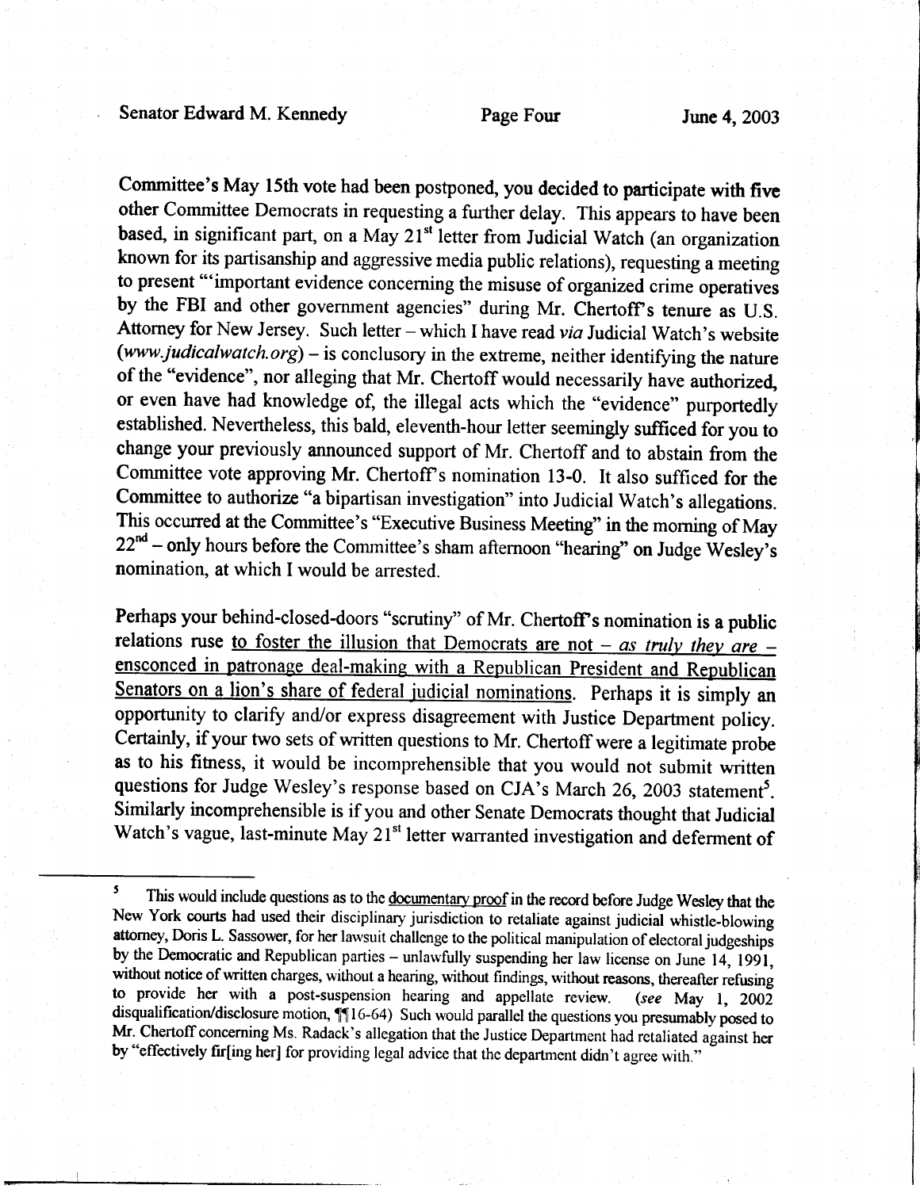Committee's May 15th vote had been postponed, you decided to participate with five other Committee Democrats in requesting a further delay. This appears to have been based, in significant part, on a May 21st letter from Judicial Watch (an organization known for its partisanship and aggressive media public relations), requesting a meeting to present "'important evidence concerning the misuse of organized crime operatives by the FBI and other government agencies" during Mr. Chertoff's tenure as U.S. Attorney for New Jersey. Such letter – which I have read *via* Judicial Watch's website (*www.judicalwatch.org*) – is conclusory in the extreme, neither identifying the nature of the "evidence", nor alleging that Mr. Chertoff would necessarily have authorized, or even have had knowledge of, the illegal acts which the "evidence" purportedly established. Nevertheless, this bald, eleventh-hour letter seemingly sufficed for you to change your previously announced support of Mr. Chertoff and to abstain from the Committee vote approving Mr. Chertoff's nomination 13-0. It also sufficed for the Committee to authorize "a bipartisan investigation" into Judicial Watch's allegations. This occurred at the Committee's "Executive Business Meeting" in the morning of May 22nd – only hours before the Committee's sham afternoon "hearing" on Judge Wesley's nomination, at which I would be arrested.

Perhaps your behind-closed-doors "scrutiny" of Mr. Chertoff's nomination is a public relations ruse <u>to foster the illusion that Democrats are not – *as truly they are* – ensconced in patronage deal-making with a Republican President and Republican Senators on a lion's share of federal judicial nominations</u>. Perhaps it is simply an opportunity to clarify and/or express disagreement with Justice Department policy. Certainly, if your two sets of written questions to Mr. Chertoff were a legitimate probe as to his fitness, it would be incomprehensible that you would not submit written questions for Judge Wesley's response based on CJA's March 26, 2003 statement[5]. Similarly incomprehensible is if you and other Senate Democrats thought that Judicial Watch's vague, last-minute May 21st letter warranted investigation and deferment of

---

[5] This would include questions as to the <u>documentary proof</u> in the record before Judge Wesley that the New York courts had used their disciplinary jurisdiction to retaliate against judicial whistle-blowing attorney, Doris L. Sassower, for her lawsuit challenge to the political manipulation of electoral judgeships by the Democratic and Republican parties – unlawfully suspending her law license on June 14, 1991, without notice of written charges, without a hearing, without findings, without reasons, thereafter refusing to provide her with a post-suspension hearing and appellate review. (*see* May 1, 2002 disqualification/disclosure motion, ¶¶16-64) Such would parallel the questions you presumably posed to Mr. Chertoff concerning Ms. Radack's allegation that the Justice Department had retaliated against her by "effectively fir[ing her] for providing legal advice that the department didn't agree with."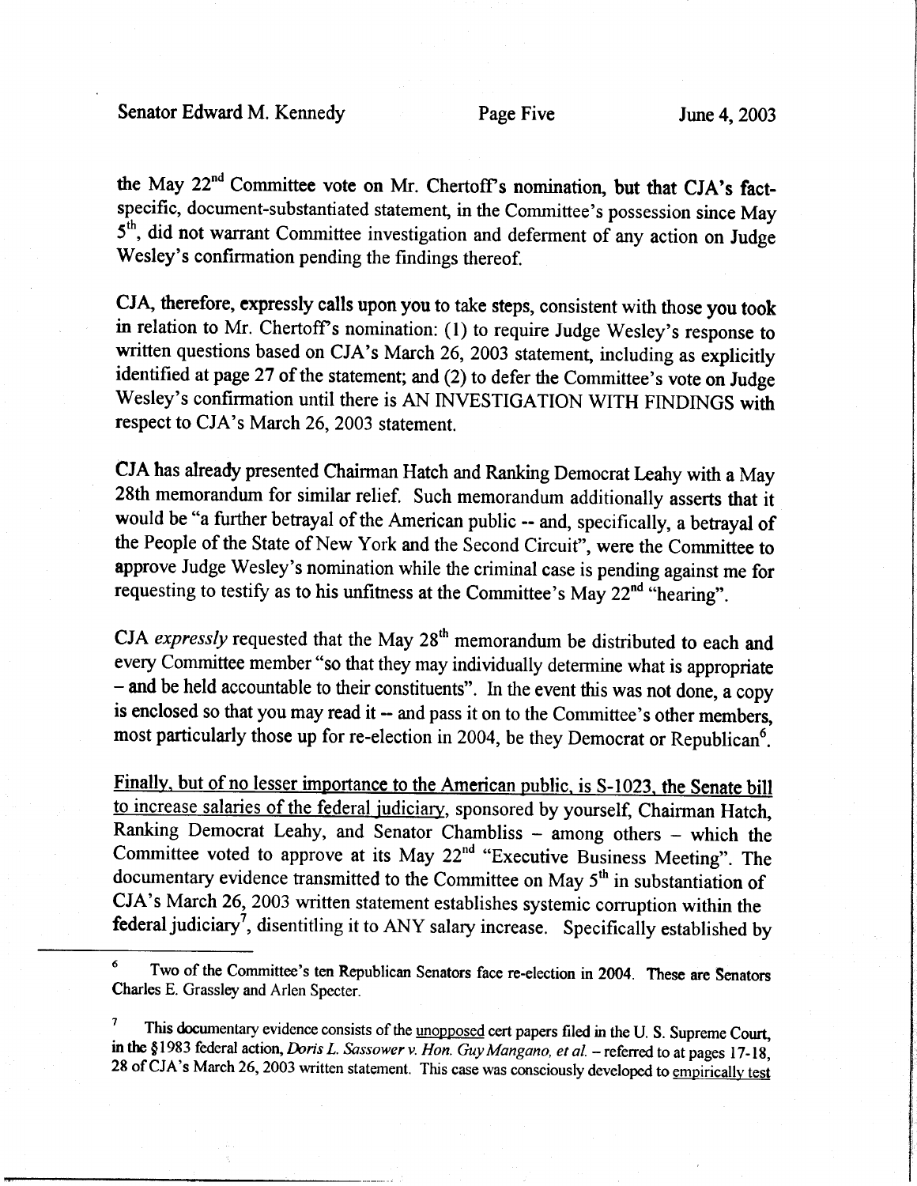the May 22nd Committee vote on Mr. Chertoff's nomination, but that CJA's fact-specific, document-substantiated statement, in the Committee's possession since May 5th, did not warrant Committee investigation and deferment of any action on Judge Wesley's confirmation pending the findings thereof.

CJA, therefore, expressly calls upon you to take steps, consistent with those you took in relation to Mr. Chertoff's nomination: (1) to require Judge Wesley's response to written questions based on CJA's March 26, 2003 statement, including as explicitly identified at page 27 of the statement; and (2) to defer the Committee's vote on Judge Wesley's confirmation until there is AN INVESTIGATION WITH FINDINGS with respect to CJA's March 26, 2003 statement.

CJA has already presented Chairman Hatch and Ranking Democrat Leahy with a May 28th memorandum for similar relief. Such memorandum additionally asserts that it would be "a further betrayal of the American public -- and, specifically, a betrayal of the People of the State of New York and the Second Circuit", were the Committee to approve Judge Wesley's nomination while the criminal case is pending against me for requesting to testify as to his unfitness at the Committee's May 22nd "hearing".

CJA *expressly* requested that the May 28th memorandum be distributed to each and every Committee member "so that they may individually determine what is appropriate – and be held accountable to their constituents". In the event this was not done, a copy is enclosed so that you may read it -- and pass it on to the Committee's other members, most particularly those up for re-election in 2004, be they Democrat or Republican[6].

<u>Finally, but of no lesser importance to the American public, is S-1023, the Senate bill to increase salaries of the federal judiciary</u>, sponsored by yourself, Chairman Hatch, Ranking Democrat Leahy, and Senator Chambliss – among others – which the Committee voted to approve at its May 22nd "Executive Business Meeting". The documentary evidence transmitted to the Committee on May 5th in substantiation of CJA's March 26, 2003 written statement establishes systemic corruption within the federal judiciary[7], disentitling it to ANY salary increase. Specifically established by

---

[6] Two of the Committee's ten Republican Senators face re-election in 2004. These are Senators Charles E. Grassley and Arlen Specter.

[7] This documentary evidence consists of the <u>unopposed</u> cert papers filed in the U. S. Supreme Court, in the §1983 federal action, *Doris L. Sassower v. Hon. Guy Mangano, et al.* – referred to at pages 17-18, 28 of CJA's March 26, 2003 written statement. This case was consciously developed to <u>empirically test</u>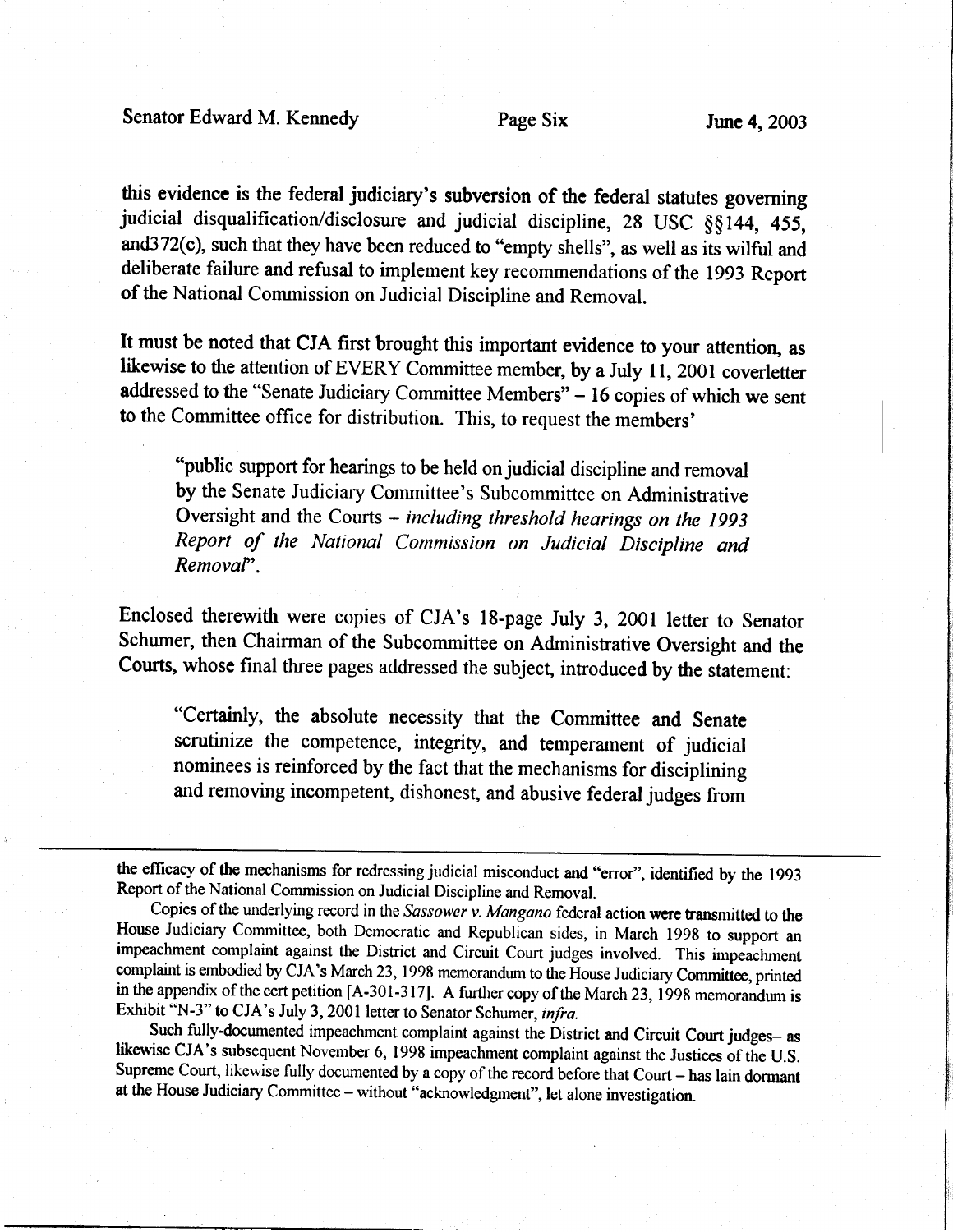this evidence is the federal judiciary's subversion of the federal statutes governing judicial disqualification/disclosure and judicial discipline, 28 USC §§144, 455, and372(c), such that they have been reduced to "empty shells", as well as its wilful and deliberate failure and refusal to implement key recommendations of the 1993 Report of the National Commission on Judicial Discipline and Removal.

It must be noted that CJA first brought this important evidence to your attention, as likewise to the attention of EVERY Committee member, by a July 11, 2001 coverletter addressed to the "Senate Judiciary Committee Members" – 16 copies of which we sent to the Committee office for distribution. This, to request the members'

> "public support for hearings to be held on judicial discipline and removal by the Senate Judiciary Committee's Subcommittee on Administrative Oversight and the Courts – *including threshold hearings on the 1993 Report of the National Commission on Judicial Discipline and Removal*".

Enclosed therewith were copies of CJA's 18-page July 3, 2001 letter to Senator Schumer, then Chairman of the Subcommittee on Administrative Oversight and the Courts, whose final three pages addressed the subject, introduced by the statement:

> "Certainly, the absolute necessity that the Committee and Senate scrutinize the competence, integrity, and temperament of judicial nominees is reinforced by the fact that the mechanisms for disciplining and removing incompetent, dishonest, and abusive federal judges from

---

the efficacy of the mechanisms for redressing judicial misconduct and "error", identified by the 1993 Report of the National Commission on Judicial Discipline and Removal.

Copies of the underlying record in the *Sassower v. Mangano* federal action were transmitted to the House Judiciary Committee, both Democratic and Republican sides, in March 1998 to support an impeachment complaint against the District and Circuit Court judges involved. This impeachment complaint is embodied by CJA's March 23, 1998 memorandum to the House Judiciary Committee, printed in the appendix of the cert petition [A-301-317]. A further copy of the March 23, 1998 memorandum is Exhibit "N-3" to CJA's July 3, 2001 letter to Senator Schumer, *infra*.

Such fully-documented impeachment complaint against the District and Circuit Court judges– as likewise CJA's subsequent November 6, 1998 impeachment complaint against the Justices of the U.S. Supreme Court, likewise fully documented by a copy of the record before that Court – has lain dormant at the House Judiciary Committee – without "acknowledgment", let alone investigation.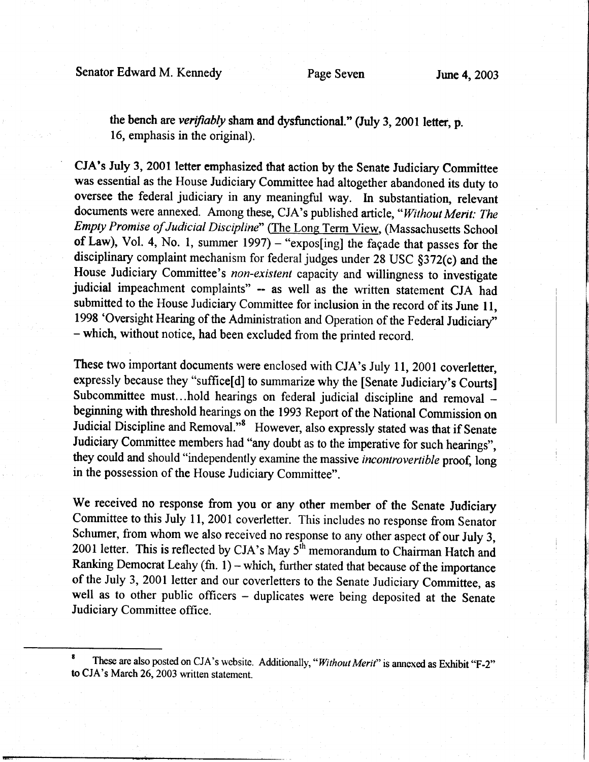the bench are *verifiably* sham and dysfunctional." (July 3, 2001 letter, p. 16, emphasis in the original).

CJA's July 3, 2001 letter emphasized that action by the Senate Judiciary Committee was essential as the House Judiciary Committee had altogether abandoned its duty to oversee the federal judiciary in any meaningful way. In substantiation, relevant documents were annexed. Among these, CJA's published article, "*Without Merit: The Empty Promise of Judicial Discipline*" (The Long Term View, (Massachusetts School of Law), Vol. 4, No. 1, summer 1997) – "expos[ing] the façade that passes for the disciplinary complaint mechanism for federal judges under 28 USC §372(c) and the House Judiciary Committee's *non-existent* capacity and willingness to investigate judicial impeachment complaints" -- as well as the written statement CJA had submitted to the House Judiciary Committee for inclusion in the record of its June 11, 1998 'Oversight Hearing of the Administration and Operation of the Federal Judiciary" – which, without notice, had been excluded from the printed record.

These two important documents were enclosed with CJA's July 11, 2001 coverletter, expressly because they "suffice[d] to summarize why the [Senate Judiciary's Courts] Subcommittee must...hold hearings on federal judicial discipline and removal – beginning with threshold hearings on the 1993 Report of the National Commission on Judicial Discipline and Removal."[8] However, also expressly stated was that if Senate Judiciary Committee members had "any doubt as to the imperative for such hearings", they could and should "independently examine the massive *incontrovertible* proof, long in the possession of the House Judiciary Committee".

We received no response from you or any other member of the Senate Judiciary Committee to this July 11, 2001 coverletter. This includes no response from Senator Schumer, from whom we also received no response to any other aspect of our July 3, 2001 letter. This is reflected by CJA's May 5th memorandum to Chairman Hatch and Ranking Democrat Leahy (fn. 1) – which, further stated that because of the importance of the July 3, 2001 letter and our coverletters to the Senate Judiciary Committee, as well as to other public officers – duplicates were being deposited at the Senate Judiciary Committee office.

---

[8] These are also posted on CJA's website. Additionally, "*Without Merit*" is annexed as Exhibit "F-2" to CJA's March 26, 2003 written statement.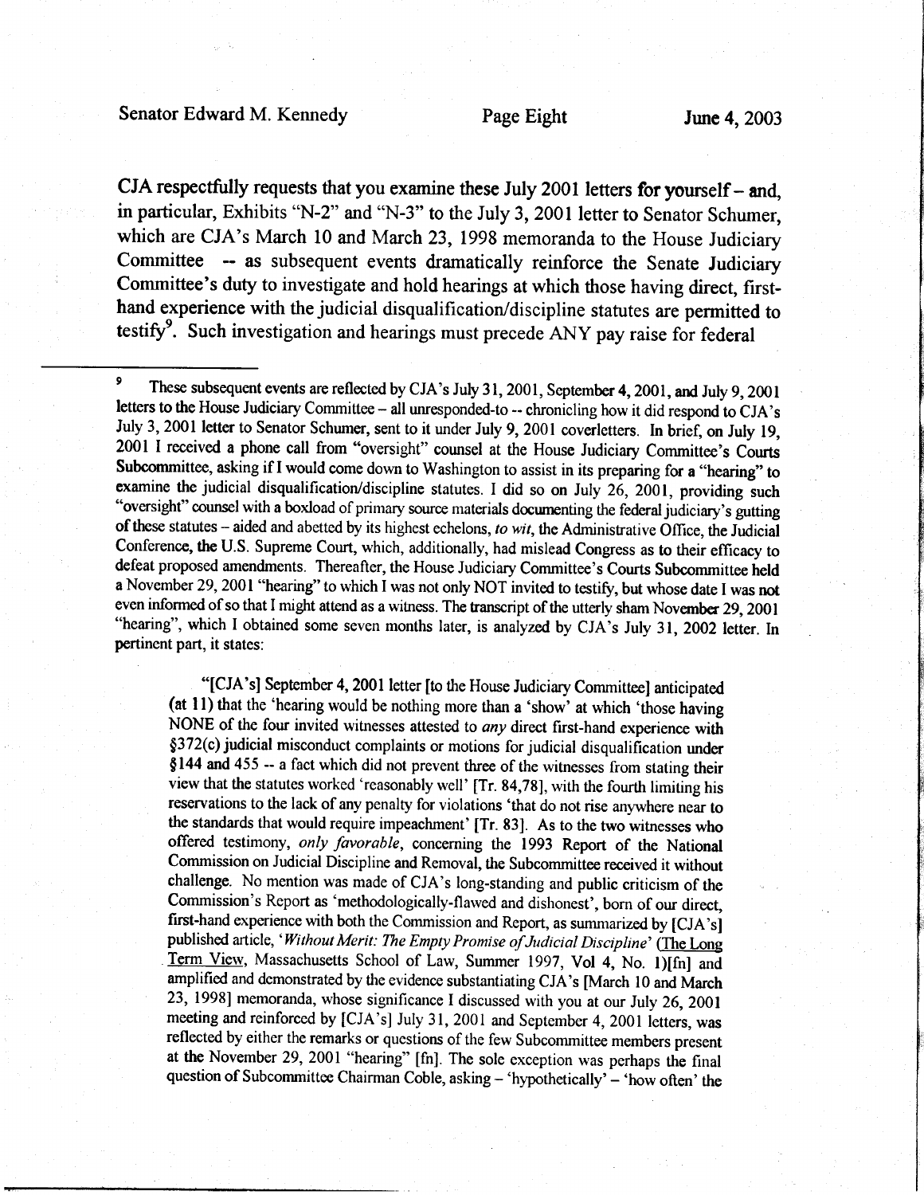CJA respectfully requests that you examine these July 2001 letters **for yourself** – and, in particular, Exhibits "N-2" and "N-3" to the July 3, 2001 letter to Senator Schumer, which are CJA's March 10 and March 23, 1998 memoranda to the House Judiciary Committee -- as subsequent events dramatically reinforce the Senate Judiciary Committee's duty to investigate and hold hearings at which those having direct, first-hand experience with the judicial disqualification/discipline statutes are permitted to testify[9]. Such investigation and hearings must precede ANY pay raise for federal

---

[9] These subsequent events are reflected by CJA's July 31, 2001, September 4, 2001, and July 9, 2001 letters to the House Judiciary Committee – all unresponded-to -- chronicling how it did respond to CJA's July 3, 2001 letter to Senator Schumer, sent to it under July 9, 2001 coverletters. In brief, on July 19, 2001 I received a phone call from "oversight" counsel at the House Judiciary Committee's Courts Subcommittee, asking if I would come down to Washington to assist in its preparing for a "hearing" to examine the judicial disqualification/discipline statutes. I did so on July 26, 2001, providing such "oversight" counsel with a boxload of primary source materials documenting the federal judiciary's gutting of these statutes – aided and abetted by its highest echelons, *to wit*, the Administrative Office, the Judicial Conference, the U.S. Supreme Court, which, additionally, had mislead Congress as to their efficacy to defeat proposed amendments. Thereafter, the House Judiciary Committee's Courts Subcommittee held a November 29, 2001 "hearing" to which I was not only NOT invited to testify, but whose date I was not even informed of so that I might attend as a witness. The transcript of the utterly sham November 29, 2001 "hearing", which I obtained some seven months later, is analyzed by CJA's July 31, 2002 letter. In pertinent part, it states:

> "[CJA's] September 4, 2001 letter [to the House Judiciary Committee] anticipated (at 11) that the 'hearing would be nothing more than a 'show' at which 'those having NONE of the four invited witnesses attested to *any* direct first-hand experience with §372(c) judicial misconduct complaints or motions for judicial disqualification under §144 and 455 -- a fact which did not prevent three of the witnesses from stating their view that the statutes worked 'reasonably well' [Tr. 84,78], with the fourth limiting his reservations to the lack of any penalty for violations 'that do not rise anywhere near to the standards that would require impeachment' [Tr. 83]. As to the two witnesses who offered testimony, *only favorable*, concerning the 1993 Report of the National Commission on Judicial Discipline and Removal, the Subcommittee received it without challenge. No mention was made of CJA's long-standing and public criticism of the Commission's Report as 'methodologically-flawed and dishonest', born of our direct, first-hand experience with both the Commission and Report, as summarized by [CJA's] published article, '*Without Merit: The Empty Promise of Judicial Discipline*' (The Long Term View, Massachusetts School of Law, Summer 1997, Vol 4, No. 1)[fn] and amplified and demonstrated by the evidence substantiating CJA's [March 10 and March 23, 1998] memoranda, whose significance I discussed with you at our July 26, 2001 meeting and reinforced by [CJA's] July 31, 2001 and September 4, 2001 letters, was reflected by either the remarks or questions of the few Subcommittee members present at the November 29, 2001 "hearing" [fn]. The sole exception was perhaps the final question of Subcommittee Chairman Coble, asking – 'hypothetically' – 'how often' the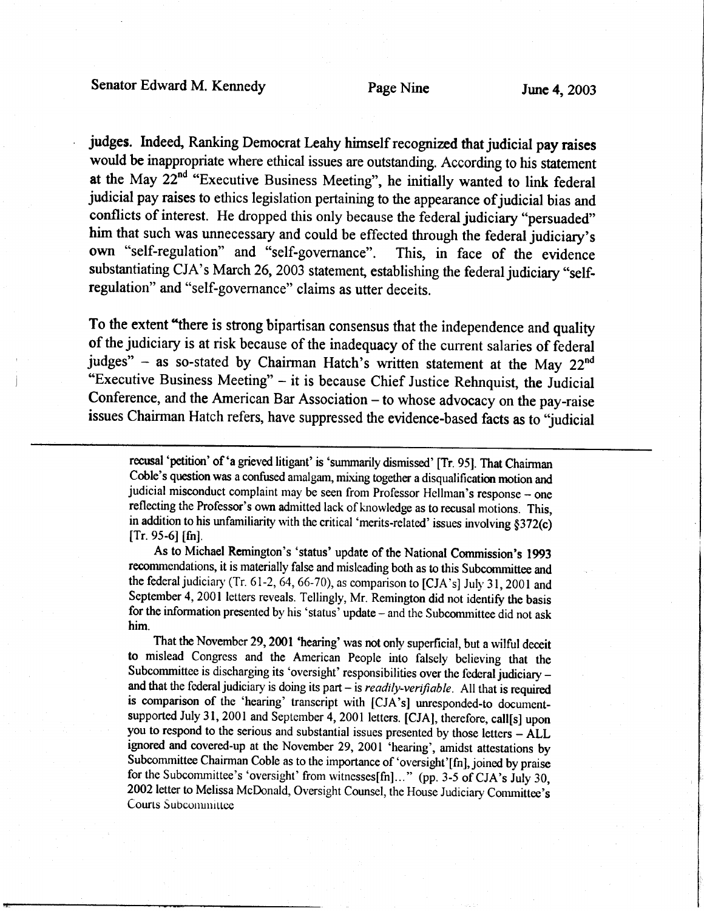judges. Indeed, Ranking Democrat Leahy himself recognized that judicial pay raises would be inappropriate where ethical issues are outstanding. According to his statement at the May 22nd "Executive Business Meeting", he initially wanted to link federal judicial pay raises to ethics legislation pertaining to the appearance of judicial bias and conflicts of interest. He dropped this only because the federal judiciary "persuaded" him that such was unnecessary and could be effected through the federal judiciary's own "self-regulation" and "self-governance". This, in face of the evidence substantiating CJA's March 26, 2003 statement, establishing the federal judiciary "self-regulation" and "self-governance" claims as utter deceits.

To the extent "there is strong bipartisan consensus that the independence and quality of the judiciary is at risk because of the inadequacy of the current salaries of federal judges" – as so-stated by Chairman Hatch's written statement at the May 22nd "Executive Business Meeting" – it is because Chief Justice Rehnquist, the Judicial Conference, and the American Bar Association – to whose advocacy on the pay-raise issues Chairman Hatch refers, have suppressed the evidence-based facts as to "judicial

---

recusal 'petition' of 'a grieved litigant' is 'summarily dismissed' [Tr. 95]. That Chairman Coble's question was a confused amalgam, mixing together a disqualification motion and judicial misconduct complaint may be seen from Professor Hellman's response – one reflecting the Professor's own admitted lack of knowledge as to recusal motions. This, in addition to his unfamiliarity with the critical 'merits-related' issues involving §372(c) [Tr. 95-6] [fn].

As to Michael Remington's 'status' update of the National Commission's 1993 recommendations, it is materially false and misleading both as to this Subcommittee and the federal judiciary (Tr. 61-2, 64, 66-70), as comparison to [CJA's] July 31, 2001 and September 4, 2001 letters reveals. Tellingly, Mr. Remington did not identify the basis for the information presented by his 'status' update – and the Subcommittee did not ask him.

That the November 29, 2001 'hearing' was not only superficial, but a wilful deceit to mislead Congress and the American People into falsely believing that the Subcommittee is discharging its 'oversight' responsibilities over the federal judiciary – and that the federal judiciary is doing its part – is *readily-verifiable*. All that is required is comparison of the 'hearing' transcript with [CJA's] unresponded-to document-supported July 31, 2001 and September 4, 2001 letters. [CJA], therefore, call[s] upon you to respond to the serious and substantial issues presented by those letters – ALL ignored and covered-up at the November 29, 2001 'hearing', amidst attestations by Subcommittee Chairman Coble as to the importance of 'oversight'[fn], joined by praise for the Subcommittee's 'oversight' from witnesses[fn]..." (pp. 3-5 of CJA's July 30, 2002 letter to Melissa McDonald, Oversight Counsel, the House Judiciary Committee's Courts Subcommittee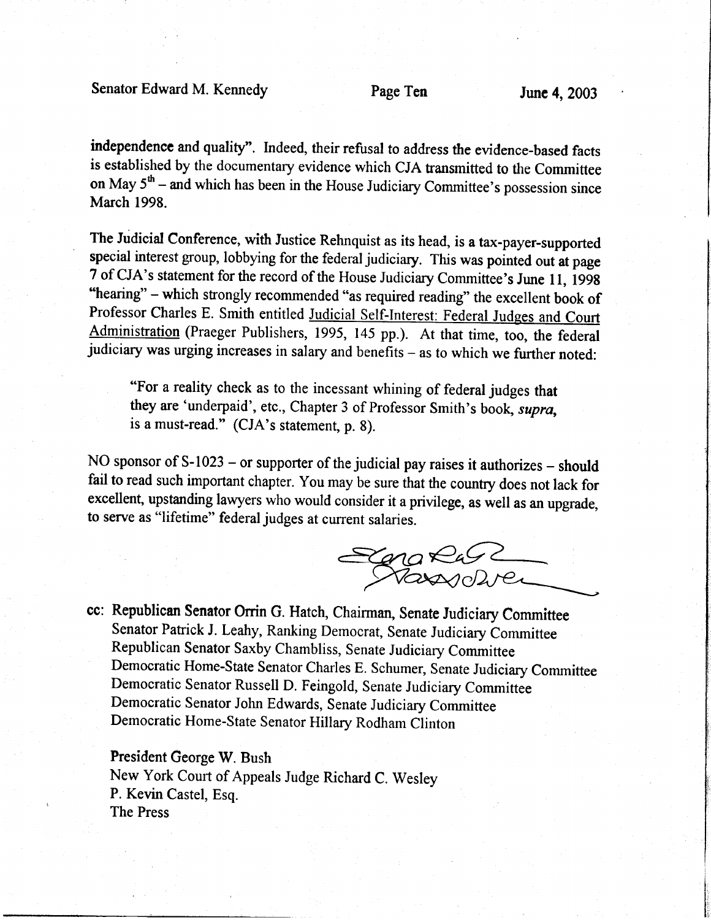independence and quality". Indeed, their refusal to address the evidence-based facts is established by the documentary evidence which CJA transmitted to the Committee on May 5th – and which has been in the House Judiciary Committee's possession since March 1998.

The Judicial Conference, with Justice Rehnquist as its head, is a tax-payer-supported special interest group, lobbying for the federal judiciary. This was pointed out at page 7 of CJA's statement for the record of the House Judiciary Committee's June 11, 1998 "hearing" – which strongly recommended "as required reading" the excellent book of Professor Charles E. Smith entitled <u>Judicial Self-Interest: Federal Judges and Court Administration</u> (Praeger Publishers, 1995, 145 pp.). At that time, too, the federal judiciary was urging increases in salary and benefits – as to which we further noted:

> "For a reality check as to the incessant whining of federal judges that they are 'underpaid', etc., Chapter 3 of Professor Smith's book, *supra*, is a must-read." (CJA's statement, p. 8).

NO sponsor of S-1023 – or supporter of the judicial pay raises it authorizes – should fail to read such important chapter. You may be sure that the country does not lack for excellent, upstanding lawyers who would consider it a privilege, as well as an upgrade, to serve as "lifetime" federal judges at current salaries.

Elena Ruth Sassower

cc: **Republican Senator Orrin G. Hatch, Chairman, Senate Judiciary Committee**
Senator Patrick J. Leahy, Ranking Democrat, Senate Judiciary Committee
Republican Senator Saxby Chambliss, Senate Judiciary Committee
Democratic Home-State Senator Charles E. Schumer, Senate Judiciary Committee
Democratic Senator Russell D. Feingold, Senate Judiciary Committee
Democratic Senator John Edwards, Senate Judiciary Committee
Democratic Home-State Senator Hillary Rodham Clinton

**President George W. Bush**
New York Court of Appeals Judge Richard C. Wesley
P. Kevin Castel, Esq.
The Press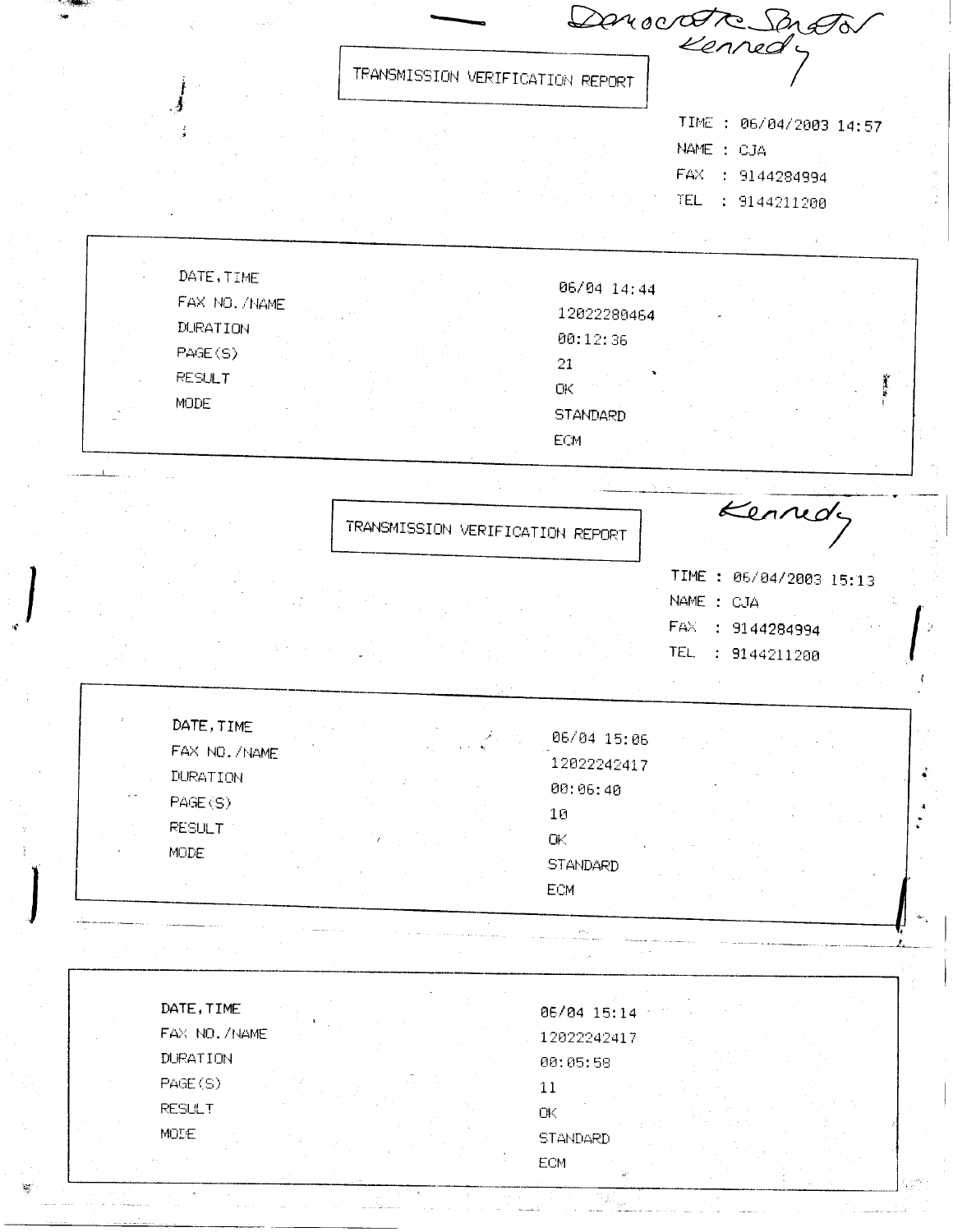Democratic Senator Kennedy

TRANSMISSION VERIFICATION REPORT

TIME : 06/04/2003 14:57
NAME : CJA
FAX : 9144284994
TEL : 9144211200

| | |
|---|---|
| DATE,TIME | 06/04 14:44 |
| FAX NO./NAME | 12022280464 |
| DURATION | 00:12:36 |
| PAGE(S) | 21 |
| RESULT | OK |
| MODE | STANDARD ECM |

Kennedy

TRANSMISSION VERIFICATION REPORT

TIME : 06/04/2003 15:13
NAME : CJA
FAX : 9144284994
TEL : 9144211200

| | |
|---|---|
| DATE,TIME | 06/04 15:06 |
| FAX NO./NAME | 12022242417 |
| DURATION | 00:06:40 |
| PAGE(S) | 10 |
| RESULT | OK |
| MODE | STANDARD ECM |

| | |
|---|---|
| DATE,TIME | 06/04 15:14 |
| FAX NO./NAME | 12022242417 |
| DURATION | 00:05:58 |
| PAGE(S) | 11 |
| RESULT | OK |
| MODE | STANDARD ECM |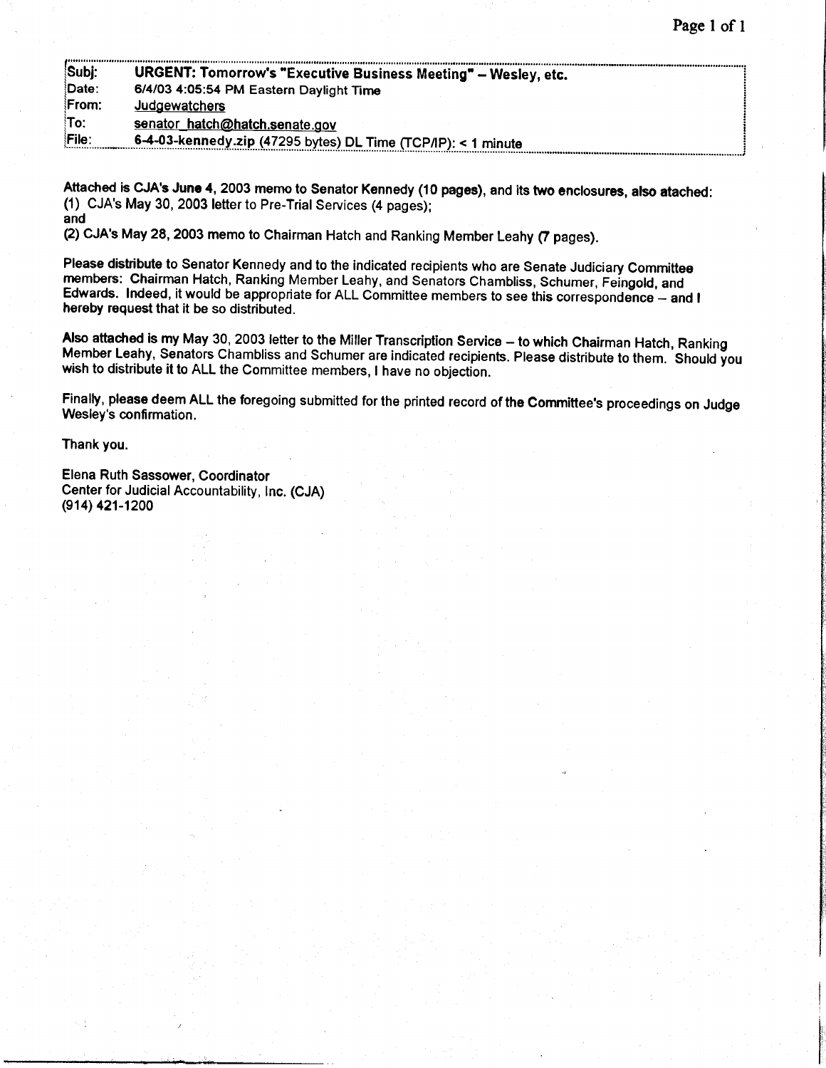| | |
|---|---|
| Subj: | **URGENT: Tomorrow's "Executive Business Meeting" – Wesley, etc.** |
| Date: | 6/4/03 4:05:54 PM Eastern Daylight Time |
| From: | Judgewatchers |
| To: | senator_hatch@hatch.senate.gov |
| File: | **6-4-03-kennedy.zip** (47295 bytes) DL Time (TCP/IP): < 1 minute |

**Attached is CJA's June 4,** 2003 **memo to Senator Kennedy (10 pages), and its two enclosures, also atached:**
(1) CJA's May 30, 2003 letter to Pre-Trial Services (4 pages);
and
(2) CJA's May 28, 2003 memo to Chairman Hatch and Ranking Member Leahy (7 pages).

**Please distribute** to Senator Kennedy and to the indicated recipients who are Senate Judiciary Committee members: Chairman Hatch, Ranking Member Leahy, and Senators Chambliss, Schumer, Feingold, and Edwards. **Indeed,** it would be appropriate for ALL Committee members to see this correspondence – **and I hereby request that it be so distributed.**

**Also attached is my** May 30, 2003 letter to the Miller Transcription Service – to which Chairman Hatch, Ranking Member Leahy, Senators Chambliss and Schumer are indicated recipients. Please distribute to them. Should you wish to distribute it to ALL the Committee members, I have no objection.

Finally, please deem ALL the foregoing submitted for the printed record of **the Committee's** proceedings on Judge Wesley's confirmation.

Thank you.

Elena Ruth Sassower, Coordinator
Center for Judicial Accountability, Inc. (CJA)
(914) 421-1200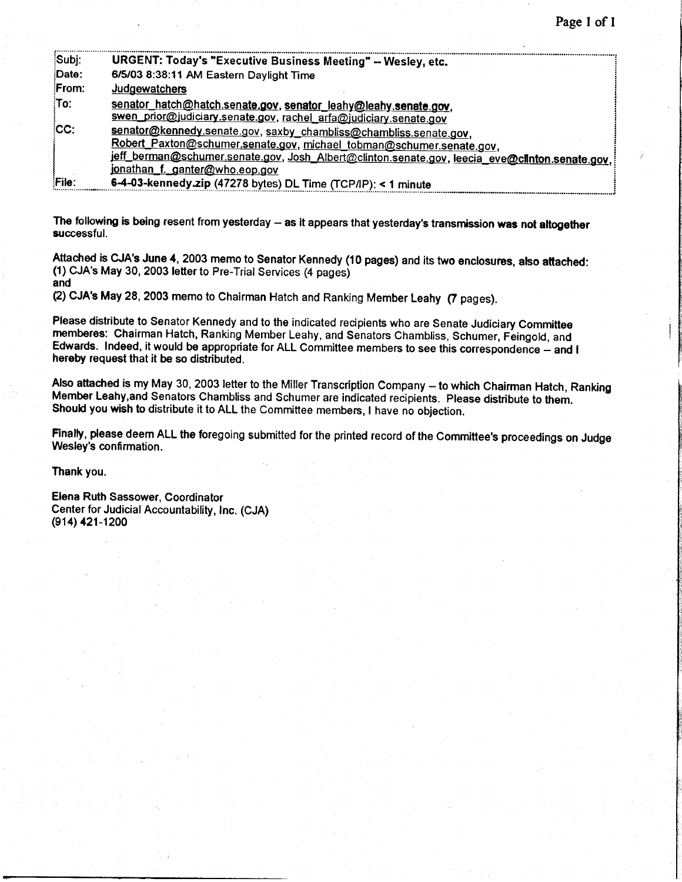| | |
|---|---|
| Subj: | **URGENT: Today's "Executive Business Meeting" -- Wesley, etc.** |
| Date: | 6/5/03 8:38:11 AM Eastern Daylight Time |
| From: | Judgewatchers |
| To: | senator_hatch@hatch.senate.gov, senator_leahy@leahy.senate.gov, swen_prior@judiciary.senate.gov, rachel_arfa@judiciary.senate.gov |
| CC: | senator@kennedy.senate.gov, saxby_chambliss@chambliss.senate.gov, Robert_Paxton@schumer.senate.gov, michael_tobman@schumer.senate.gov, jeff_berman@schumer.senate.gov, Josh_Albert@clinton.senate.gov, leecia_eve@clinton.senate.gov, jonathan_f._ganter@who.eop.gov |
| File: | **6-4-03-kennedy.zip** (47278 bytes) DL Time (TCP/IP): < 1 minute |

The following is being resent from yesterday -- as it appears that yesterday's transmission was not altogether successful.

Attached is CJA's June 4, 2003 memo to Senator Kennedy (10 pages) and its two enclosures, also attached:
(1) CJA's May 30, 2003 letter to Pre-Trial Services (4 pages)
and
(2) CJA's May 28, 2003 memo to Chairman Hatch and Ranking Member Leahy (7 pages).

Please distribute to Senator Kennedy and to the indicated recipients who are Senate Judiciary Committee memberes: Chairman Hatch, Ranking Member Leahy, and Senators Chambliss, Schumer, Feingold, and Edwards. Indeed, it would be appropriate for ALL Committee members to see this correspondence -- and I hereby request that it be so distributed.

Also attached is my May 30, 2003 letter to the Miller Transcription Company -- to which Chairman Hatch, Ranking Member Leahy,and Senators Chambliss and Schumer are indicated recipients. Please distribute to them. Should you wish to distribute it to ALL the Committee members, I have no objection.

Finally, please deem ALL the foregoing submitted for the printed record of the Committee's proceedings on Judge Wesley's confirmation.

Thank you.

Elena Ruth Sassower, Coordinator
Center for Judicial Accountability, Inc. (CJA)
(914) 421-1200